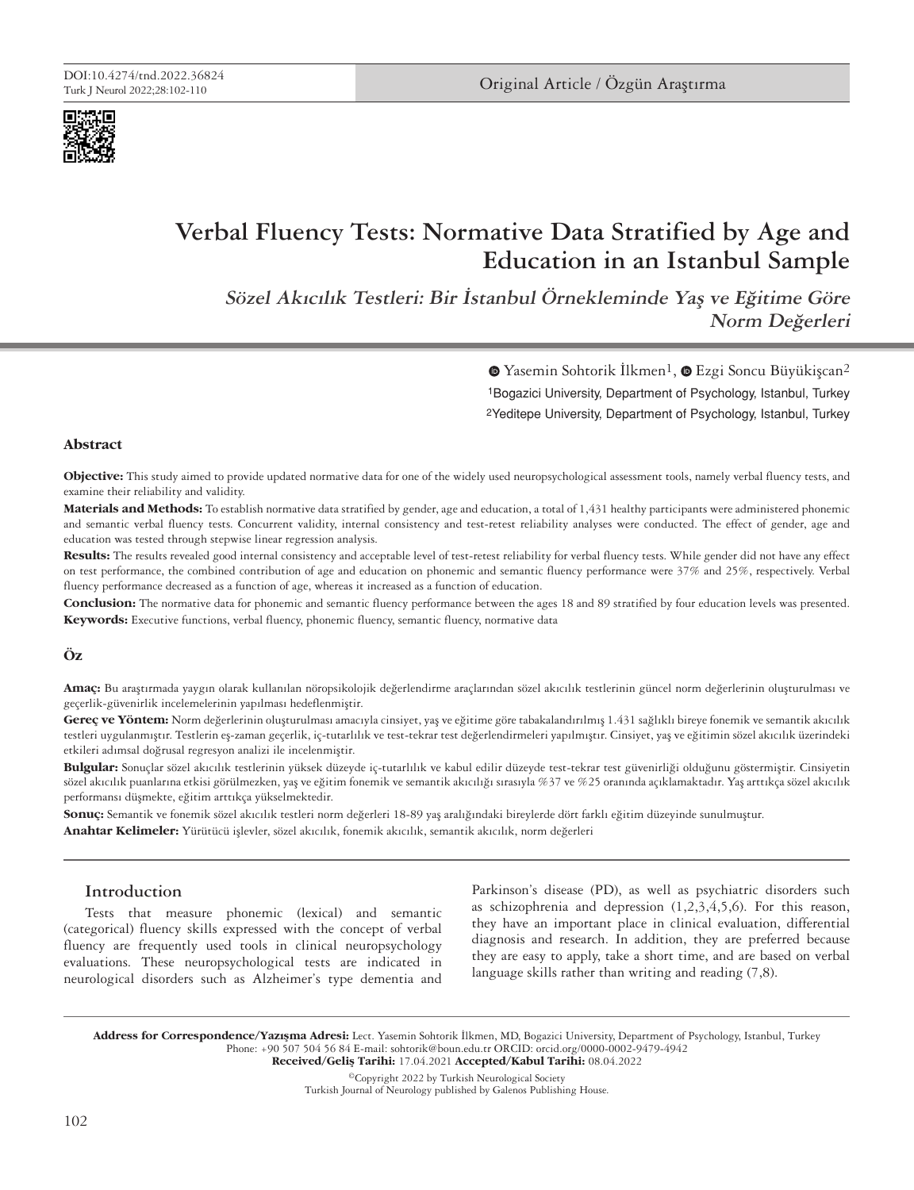DOI:10.4274/tnd.2022.36824

Original Article / Özgün Araştırma

# Verbal Fluency Tests: Normative Data Stratified by Age and Education in an Istanbul Sample

## *Sözel Akıcılık Testleri: Bir İstanbul Örnekleminde Yaş ve Eğitime Göre Norm Değerleri*

Yasemin Sohtorik İlkmen[1], Ezgi Soncu Büyükişcan[2]

[1]Bogazici University, Department of Psychology, Istanbul, Turkey

[2]Yeditepe University, Department of Psychology, Istanbul, Turkey

### Abstract

**Objective:** This study aimed to provide updated normative data for one of the widely used neuropsychological assessment tools, namely verbal fluency tests, and examine their reliability and validity.

**Materials and Methods:** To establish normative data stratified by gender, age and education, a total of 1,431 healthy participants were administered phonemic and semantic verbal fluency tests. Concurrent validity, internal consistency and test-retest reliability analyses were conducted. The effect of gender, age and education was tested through stepwise linear regression analysis.

**Results:** The results revealed good internal consistency and acceptable level of test-retest reliability for verbal fluency tests. While gender did not have any effect on test performance, the combined contribution of age and education on phonemic and semantic fluency performance were 37% and 25%, respectively. Verbal fluency performance decreased as a function of age, whereas it increased as a function of education.

**Conclusion:** The normative data for phonemic and semantic fluency performance between the ages 18 and 89 stratified by four education levels was presented.

**Keywords:** Executive functions, verbal fluency, phonemic fluency, semantic fluency, normative data

### Öz

**Amaç:** Bu araştırmada yaygın olarak kullanılan nöropsikolojik değerlendirme araçlarından sözel akıcılık testlerinin güncel norm değerlerinin oluşturulması ve geçerlik-güvenirlik incelemelerinin yapılması hedeflenmiştir.

**Gereç ve Yöntem:** Norm değerlerinin oluşturulması amacıyla cinsiyet, yaş ve eğitime göre tabakalandırılmış 1.431 sağlıklı bireye fonemik ve semantik akıcılık testleri uygulanmıştır. Testlerin eş-zaman geçerlik, iç-tutarlılık ve test-tekrar test değerlendirmeleri yapılmıştır. Cinsiyet, yaş ve eğitimin sözel akıcılık üzerindeki etkileri adımsal doğrusal regresyon analizi ile incelenmiştir.

**Bulgular:** Sonuçlar sözel akıcılık testlerinin yüksek düzeyde iç-tutarlılık ve kabul edilir düzeyde test-tekrar test güvenirliği olduğunu göstermiştir. Cinsiyetin sözel akıcılık puanlarına etkisi görülmezken, yaş ve eğitim fonemik ve semantik akıcılığı sırasıyla %37 ve %25 oranında açıklamaktadır. Yaş arttıkça sözel akıcılık performansı düşmekte, eğitim arttıkça yükselmektedir.

**Sonuç:** Semantik ve fonemik sözel akıcılık testleri norm değerleri 18-89 yaş aralığındaki bireylerde dört farklı eğitim düzeyinde sunulmuştur.

**Anahtar Kelimeler:** Yürütücü işlevler, sözel akıcılık, fonemik akıcılık, semantik akıcılık, norm değerleri

## Introduction

Tests that measure phonemic (lexical) and semantic (categorical) fluency skills expressed with the concept of verbal fluency are frequently used tools in clinical neuropsychology evaluations. These neuropsychological tests are indicated in neurological disorders such as Alzheimer's type dementia and Parkinson's disease (PD), as well as psychiatric disorders such as schizophrenia and depression (1,2,3,4,5,6). For this reason, they have an important place in clinical evaluation, differential diagnosis and research. In addition, they are preferred because they are easy to apply, take a short time, and are based on verbal language skills rather than writing and reading (7,8).

**Address for Correspondence/Yazışma Adresi:** Lect. Yasemin Sohtorik İlkmen, MD, Bogazici University, Department of Psychology, Istanbul, Turkey
Phone: +90 507 504 56 84 E-mail: sohtorik@boun.edu.tr ORCID: orcid.org/0000-0002-9479-4942
**Received/Geliş Tarihi:** 17.04.2021 **Accepted/Kabul Tarihi:** 08.04.2022

©Copyright 2022 by Turkish Neurological Society
Turkish Journal of Neurology published by Galenos Publishing House.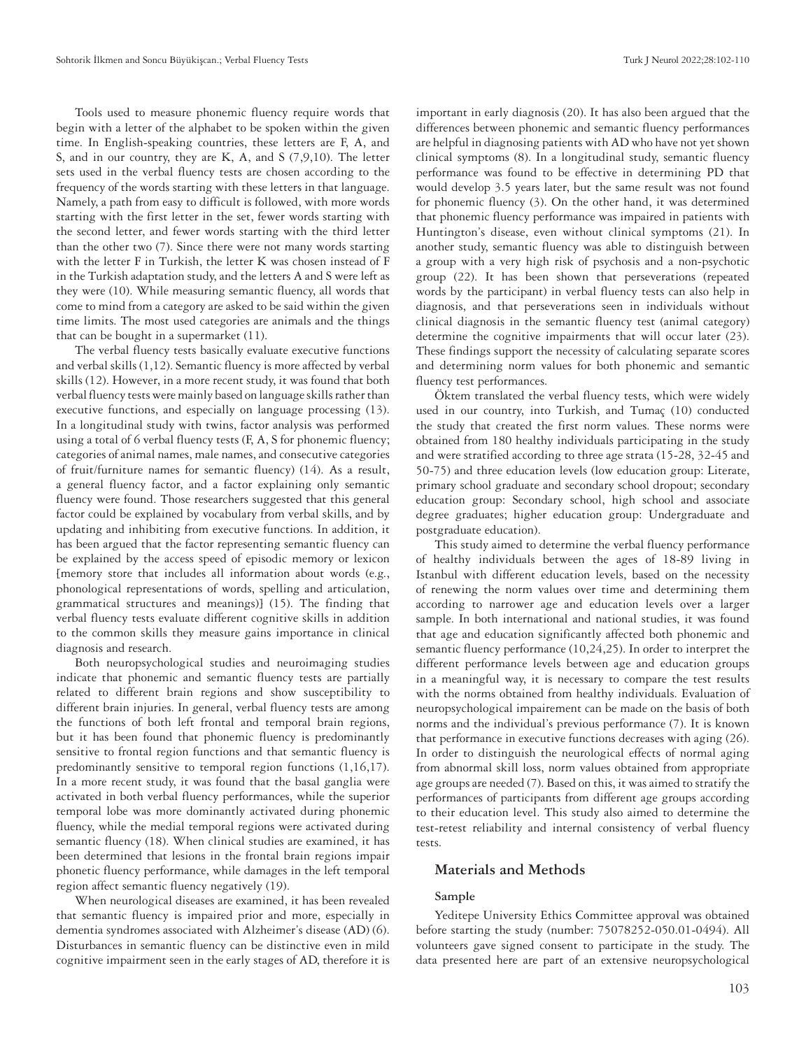Tools used to measure phonemic fluency require words that begin with a letter of the alphabet to be spoken within the given time. In English-speaking countries, these letters are F, A, and S, and in our country, they are K, A, and S (7,9,10). The letter sets used in the verbal fluency tests are chosen according to the frequency of the words starting with these letters in that language. Namely, a path from easy to difficult is followed, with more words starting with the first letter in the set, fewer words starting with the second letter, and fewer words starting with the third letter than the other two (7). Since there were not many words starting with the letter F in Turkish, the letter K was chosen instead of F in the Turkish adaptation study, and the letters A and S were left as they were (10). While measuring semantic fluency, all words that come to mind from a category are asked to be said within the given time limits. The most used categories are animals and the things that can be bought in a supermarket (11).

The verbal fluency tests basically evaluate executive functions and verbal skills (1,12). Semantic fluency is more affected by verbal skills (12). However, in a more recent study, it was found that both verbal fluency tests were mainly based on language skills rather than executive functions, and especially on language processing (13). In a longitudinal study with twins, factor analysis was performed using a total of 6 verbal fluency tests (F, A, S for phonemic fluency; categories of animal names, male names, and consecutive categories of fruit/furniture names for semantic fluency) (14). As a result, a general fluency factor, and a factor explaining only semantic fluency were found. Those researchers suggested that this general factor could be explained by vocabulary from verbal skills, and by updating and inhibiting from executive functions. In addition, it has been argued that the factor representing semantic fluency can be explained by the access speed of episodic memory or lexicon [memory store that includes all information about words (e.g., phonological representations of words, spelling and articulation, grammatical structures and meanings)] (15). The finding that verbal fluency tests evaluate different cognitive skills in addition to the common skills they measure gains importance in clinical diagnosis and research.

Both neuropsychological studies and neuroimaging studies indicate that phonemic and semantic fluency tests are partially related to different brain regions and show susceptibility to different brain injuries. In general, verbal fluency tests are among the functions of both left frontal and temporal brain regions, but it has been found that phonemic fluency is predominantly sensitive to frontal region functions and that semantic fluency is predominantly sensitive to temporal region functions (1,16,17). In a more recent study, it was found that the basal ganglia were activated in both verbal fluency performances, while the superior temporal lobe was more dominantly activated during phonemic fluency, while the medial temporal regions were activated during semantic fluency (18). When clinical studies are examined, it has been determined that lesions in the frontal brain regions impair phonetic fluency performance, while damages in the left temporal region affect semantic fluency negatively (19).

When neurological diseases are examined, it has been revealed that semantic fluency is impaired prior and more, especially in dementia syndromes associated with Alzheimer's disease (AD) (6). Disturbances in semantic fluency can be distinctive even in mild cognitive impairment seen in the early stages of AD, therefore it is important in early diagnosis (20). It has also been argued that the differences between phonemic and semantic fluency performances are helpful in diagnosing patients with AD who have not yet shown clinical symptoms (8). In a longitudinal study, semantic fluency performance was found to be effective in determining PD that would develop 3.5 years later, but the same result was not found for phonemic fluency (3). On the other hand, it was determined that phonemic fluency performance was impaired in patients with Huntington's disease, even without clinical symptoms (21). In another study, semantic fluency was able to distinguish between a group with a very high risk of psychosis and a non-psychotic group (22). It has been shown that perseverations (repeated words by the participant) in verbal fluency tests can also help in diagnosis, and that perseverations seen in individuals without clinical diagnosis in the semantic fluency test (animal category) determine the cognitive impairments that will occur later (23). These findings support the necessity of calculating separate scores and determining norm values for both phonemic and semantic fluency test performances.

Öktem translated the verbal fluency tests, which were widely used in our country, into Turkish, and Tumaç (10) conducted the study that created the first norm values. These norms were obtained from 180 healthy individuals participating in the study and were stratified according to three age strata (15-28, 32-45 and 50-75) and three education levels (low education group: Literate, primary school graduate and secondary school dropout; secondary education group: Secondary school, high school and associate degree graduates; higher education group: Undergraduate and postgraduate education).

This study aimed to determine the verbal fluency performance of healthy individuals between the ages of 18-89 living in Istanbul with different education levels, based on the necessity of renewing the norm values over time and determining them according to narrower age and education levels over a larger sample. In both international and national studies, it was found that age and education significantly affected both phonemic and semantic fluency performance (10,24,25). In order to interpret the different performance levels between age and education groups in a meaningful way, it is necessary to compare the test results with the norms obtained from healthy individuals. Evaluation of neuropsychological impairement can be made on the basis of both norms and the individual's previous performance (7). It is known that performance in executive functions decreases with aging (26). In order to distinguish the neurological effects of normal aging from abnormal skill loss, norm values obtained from appropriate age groups are needed (7). Based on this, it was aimed to stratify the performances of participants from different age groups according to their education level. This study also aimed to determine the test-retest reliability and internal consistency of verbal fluency tests.

## Materials and Methods

### Sample

Yeditepe University Ethics Committee approval was obtained before starting the study (number: 75078252-050.01-0494). All volunteers gave signed consent to participate in the study. The data presented here are part of an extensive neuropsychological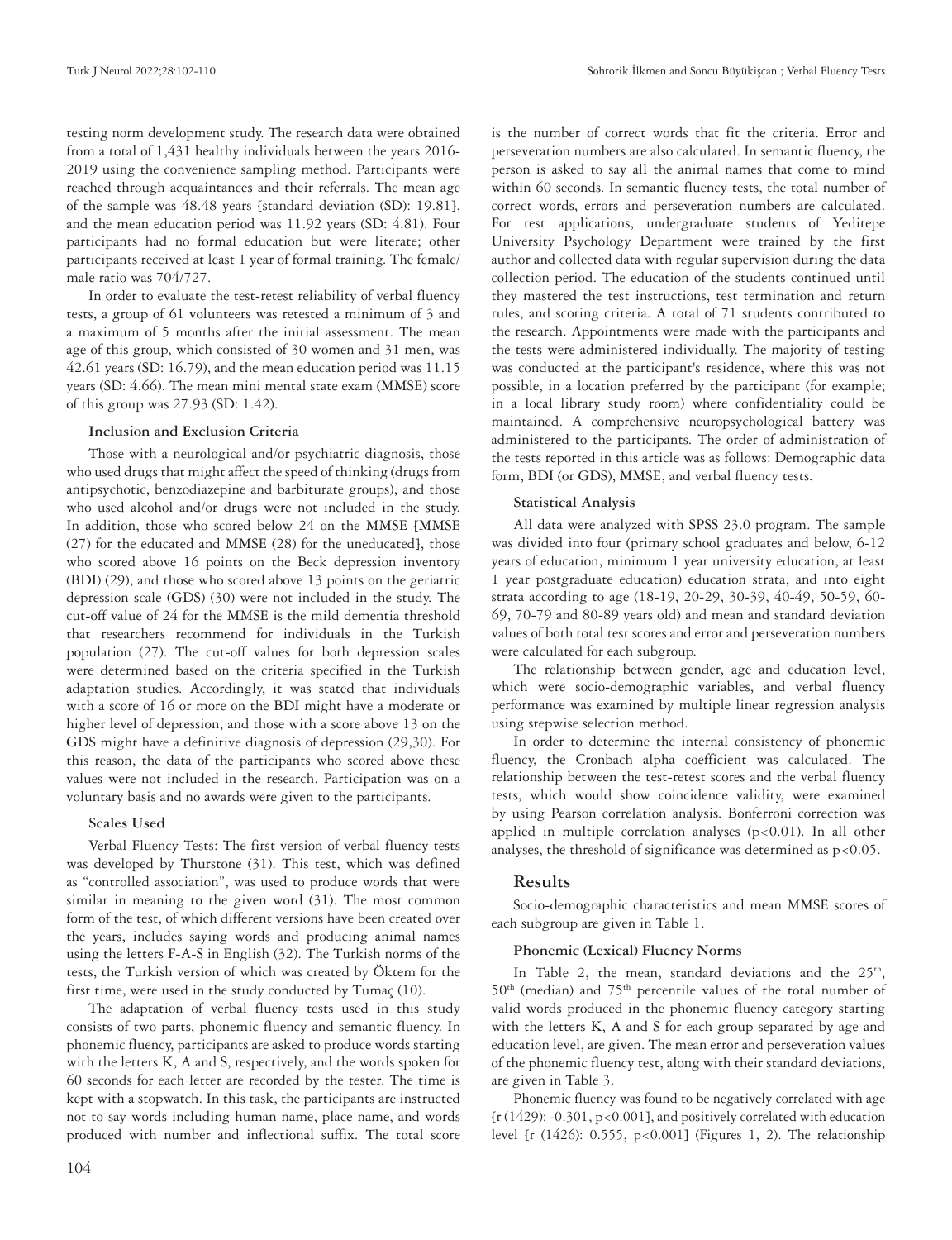testing norm development study. The research data were obtained from a total of 1,431 healthy individuals between the years 2016-2019 using the convenience sampling method. Participants were reached through acquaintances and their referrals. The mean age of the sample was 48.48 years [standard deviation (SD): 19.81], and the mean education period was 11.92 years (SD: 4.81). Four participants had no formal education but were literate; other participants received at least 1 year of formal training. The female/male ratio was 704/727.

In order to evaluate the test-retest reliability of verbal fluency tests, a group of 61 volunteers was retested a minimum of 3 and a maximum of 5 months after the initial assessment. The mean age of this group, which consisted of 30 women and 31 men, was 42.61 years (SD: 16.79), and the mean education period was 11.15 years (SD: 4.66). The mean mini mental state exam (MMSE) score of this group was 27.93 (SD: 1.42).

#### Inclusion and Exclusion Criteria

Those with a neurological and/or psychiatric diagnosis, those who used drugs that might affect the speed of thinking (drugs from antipsychotic, benzodiazepine and barbiturate groups), and those who used alcohol and/or drugs were not included in the study. In addition, those who scored below 24 on the MMSE [MMSE (27) for the educated and MMSE (28) for the uneducated], those who scored above 16 points on the Beck depression inventory (BDI) (29), and those who scored above 13 points on the geriatric depression scale (GDS) (30) were not included in the study. The cut-off value of 24 for the MMSE is the mild dementia threshold that researchers recommend for individuals in the Turkish population (27). The cut-off values for both depression scales were determined based on the criteria specified in the Turkish adaptation studies. Accordingly, it was stated that individuals with a score of 16 or more on the BDI might have a moderate or higher level of depression, and those with a score above 13 on the GDS might have a definitive diagnosis of depression (29,30). For this reason, the data of the participants who scored above these values were not included in the research. Participation was on a voluntary basis and no awards were given to the participants.

#### Scales Used

Verbal Fluency Tests: The first version of verbal fluency tests was developed by Thurstone (31). This test, which was defined as "controlled association", was used to produce words that were similar in meaning to the given word (31). The most common form of the test, of which different versions have been created over the years, includes saying words and producing animal names using the letters F-A-S in English (32). The Turkish norms of the tests, the Turkish version of which was created by Öktem for the first time, were used in the study conducted by Tumaç (10).

The adaptation of verbal fluency tests used in this study consists of two parts, phonemic fluency and semantic fluency. In phonemic fluency, participants are asked to produce words starting with the letters K, A and S, respectively, and the words spoken for 60 seconds for each letter are recorded by the tester. The time is kept with a stopwatch. In this task, the participants are instructed not to say words including human name, place name, and words produced with number and inflectional suffix. The total score is the number of correct words that fit the criteria. Error and perseveration numbers are also calculated. In semantic fluency, the person is asked to say all the animal names that come to mind within 60 seconds. In semantic fluency tests, the total number of correct words, errors and perseveration numbers are calculated. For test applications, undergraduate students of Yeditepe University Psychology Department were trained by the first author and collected data with regular supervision during the data collection period. The education of the students continued until they mastered the test instructions, test termination and return rules, and scoring criteria. A total of 71 students contributed to the research. Appointments were made with the participants and the tests were administered individually. The majority of testing was conducted at the participant's residence, where this was not possible, in a location preferred by the participant (for example; in a local library study room) where confidentiality could be maintained. A comprehensive neuropsychological battery was administered to the participants. The order of administration of the tests reported in this article was as follows: Demographic data form, BDI (or GDS), MMSE, and verbal fluency tests.

#### Statistical Analysis

All data were analyzed with SPSS 23.0 program. The sample was divided into four (primary school graduates and below, 6-12 years of education, minimum 1 year university education, at least 1 year postgraduate education) education strata, and into eight strata according to age (18-19, 20-29, 30-39, 40-49, 50-59, 60-69, 70-79 and 80-89 years old) and mean and standard deviation values of both total test scores and error and perseveration numbers were calculated for each subgroup.

The relationship between gender, age and education level, which were socio-demographic variables, and verbal fluency performance was examined by multiple linear regression analysis using stepwise selection method.

In order to determine the internal consistency of phonemic fluency, the Cronbach alpha coefficient was calculated. The relationship between the test-retest scores and the verbal fluency tests, which would show coincidence validity, were examined by using Pearson correlation analysis. Bonferroni correction was applied in multiple correlation analyses ($p<0.01$). In all other analyses, the threshold of significance was determined as $p<0.05$.

## Results

Socio-demographic characteristics and mean MMSE scores of each subgroup are given in Table 1.

#### Phonemic (Lexical) Fluency Norms

In Table 2, the mean, standard deviations and the 25th, 50th (median) and 75th percentile values of the total number of valid words produced in the phonemic fluency category starting with the letters K, A and S for each group separated by age and education level, are given. The mean error and perseveration values of the phonemic fluency test, along with their standard deviations, are given in Table 3.

Phonemic fluency was found to be negatively correlated with age [$r$ (1429): -0.301, $p<0.001$], and positively correlated with education level [$r$ (1426): 0.555, $p<0.001$] (Figures 1, 2). The relationship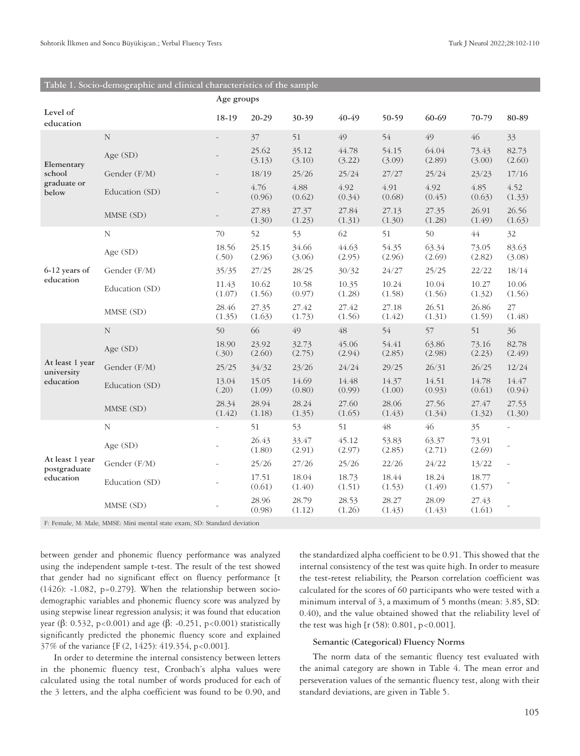**Table 1. Socio-demographic and clinical characteristics of the sample**

| Level of education | | Age groups 18-19 | 20-29 | 30-39 | 40-49 | 50-59 | 60-69 | 70-79 | 80-89 |
|---|---|---|---|---|---|---|---|---|---|
| Elementary school graduate or below | N | - | 37 | 51 | 49 | 54 | 49 | 46 | 33 |
| | Age (SD) | - | 25.62 (3.13) | 35.12 (3.10) | 44.78 (3.22) | 54.15 (3.09) | 64.04 (2.89) | 73.43 (3.00) | 82.73 (2.60) |
| | Gender (F/M) | - | 18/19 | 25/26 | 25/24 | 27/27 | 25/24 | 23/23 | 17/16 |
| | Education (SD) | - | 4.76 (0.96) | 4.88 (0.62) | 4.92 (0.34) | 4.91 (0.68) | 4.92 (0.45) | 4.85 (0.63) | 4.52 (1.33) |
| | MMSE (SD) | - | 27.83 (1.30) | 27.37 (1.23) | 27.84 (1.31) | 27.13 (1.30) | 27.35 (1.28) | 26.91 (1.49) | 26.56 (1.63) |
| 6-12 years of education | N | 70 | 52 | 53 | 62 | 51 | 50 | 44 | 32 |
| | Age (SD) | 18.56 (.50) | 25.15 (2.96) | 34.66 (3.06) | 44.63 (2.95) | 54.35 (2.96) | 63.34 (2.69) | 73.05 (2.82) | 83.63 (3.08) |
| | Gender (F/M) | 35/35 | 27/25 | 28/25 | 30/32 | 24/27 | 25/25 | 22/22 | 18/14 |
| | Education (SD) | 11.43 (1.07) | 10.62 (1.56) | 10.58 (0.97) | 10.35 (1.28) | 10.24 (1.58) | 10.04 (1.56) | 10.27 (1.32) | 10.06 (1.56) |
| | MMSE (SD) | 28.46 (1.35) | 27.35 (1.63) | 27.42 (1.73) | 27.42 (1.56) | 27.18 (1.42) | 26.51 (1.31) | 26.86 (1.59) | 27 (1.48) |
| At least 1 year university education | N | 50 | 66 | 49 | 48 | 54 | 57 | 51 | 36 |
| | Age (SD) | 18.90 (.30) | 23.92 (2.60) | 32.73 (2.75) | 45.06 (2.94) | 54.41 (2.85) | 63.86 (2.98) | 73.16 (2.23) | 82.78 (2.49) |
| | Gender (F/M) | 25/25 | 34/32 | 23/26 | 24/24 | 29/25 | 26/31 | 26/25 | 12/24 |
| | Education (SD) | 13.04 (.20) | 15.05 (1.09) | 14.69 (0.80) | 14.48 (0.99) | 14.37 (1.00) | 14.51 (0.93) | 14.78 (0.61) | 14.47 (0.94) |
| | MMSE (SD) | 28.34 (1.42) | 28.94 (1.18) | 28.24 (1.35) | 27.60 (1.65) | 28.06 (1.43) | 27.56 (1.34) | 27.47 (1.32) | 27.53 (1.30) |
| At least 1 year postgraduate education | N | - | 51 | 53 | 51 | 48 | 46 | 35 | - |
| | Age (SD) | - | 26.43 (1.80) | 33.47 (2.91) | 45.12 (2.97) | 53.83 (2.85) | 63.37 (2.71) | 73.91 (2.69) | - |
| | Gender (F/M) | - | 25/26 | 27/26 | 25/26 | 22/26 | 24/22 | 13/22 | - |
| | Education (SD) | - | 17.51 (0.61) | 18.04 (1.40) | 18.73 (1.51) | 18.44 (1.53) | 18.24 (1.49) | 18.77 (1.57) | - |
| | MMSE (SD) | - | 28.96 (0.98) | 28.79 (1.12) | 28.53 (1.26) | 28.27 (1.43) | 28.09 (1.43) | 27.43 (1.61) | - |

F: Female, M: Male, MMSE: Mini mental state exam, SD: Standard deviation

between gender and phonemic fluency performance was analyzed using the independent sample t-test. The result of the test showed that gender had no significant effect on fluency performance [$t$ (1426): -1.082, $p$=0.279]. When the relationship between socio-demographic variables and phonemic fluency score was analyzed by using stepwise linear regression analysis; it was found that education year ($\beta$: 0.532, $p$<0.001) and age ($\beta$: -0.251, $p$<0.001) statistically significantly predicted the phonemic fluency score and explained 37% of the variance [$F$ (2, 1425): 419.354, $p$<0.001].

In order to determine the internal consistency between letters in the phonemic fluency test, Cronbach's alpha values were calculated using the total number of words produced for each of the 3 letters, and the alpha coefficient was found to be 0.90, and the standardized alpha coefficient to be 0.91. This showed that the internal consistency of the test was quite high. In order to measure the test-retest reliability, the Pearson correlation coefficient was calculated for the scores of 60 participants who were tested with a minimum interval of 3, a maximum of 5 months (mean: 3.85, SD: 0.40), and the value obtained showed that the reliability level of the test was high [$r$ (58): 0.801, $p$<0.001].

### Semantic (Categorical) Fluency Norms

The norm data of the semantic fluency test evaluated with the animal category are shown in Table 4. The mean error and perseveration values of the semantic fluency test, along with their standard deviations, are given in Table 5.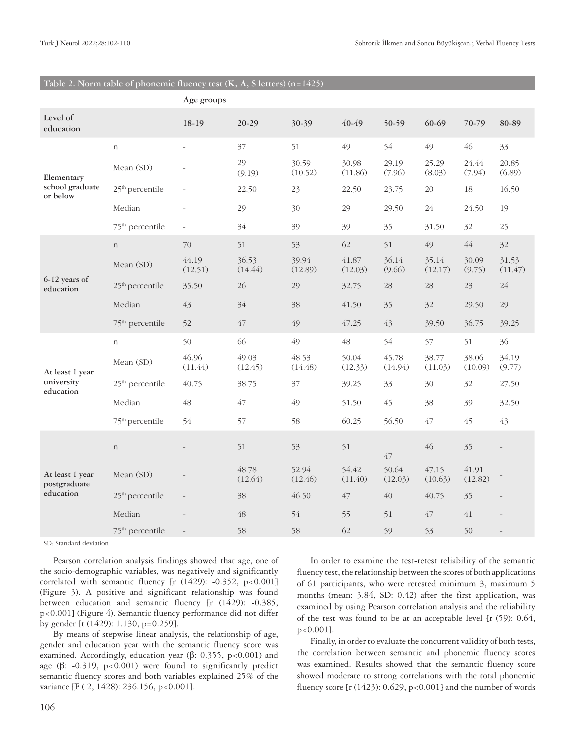**Table 2. Norm table of phonemic fluency test (K, A, S letters) (n=1425)**

| Level of education | | Age groups 18-19 | 20-29 | 30-39 | 40-49 | 50-59 | 60-69 | 70-79 | 80-89 |
|---|---|---|---|---|---|---|---|---|---|
| Elementary school graduate or below | n | - | 37 | 51 | 49 | 54 | 49 | 46 | 33 |
| | Mean (SD) | - | 29 (9.19) | 30.59 (10.52) | 30.98 (11.86) | 29.19 (7.96) | 25.29 (8.03) | 24.44 (7.94) | 20.85 (6.89) |
| | 25th percentile | - | 22.50 | 23 | 22.50 | 23.75 | 20 | 18 | 16.50 |
| | Median | - | 29 | 30 | 29 | 29.50 | 24 | 24.50 | 19 |
| | 75th percentile | - | 34 | 39 | 39 | 35 | 31.50 | 32 | 25 |
| 6-12 years of education | n | 70 | 51 | 53 | 62 | 51 | 49 | 44 | 32 |
| | Mean (SD) | 44.19 (12.51) | 36.53 (14.44) | 39.94 (12.89) | 41.87 (12.03) | 36.14 (9.66) | 35.14 (12.17) | 30.09 (9.75) | 31.53 (11.47) |
| | 25th percentile | 35.50 | 26 | 29 | 32.75 | 28 | 28 | 23 | 24 |
| | Median | 43 | 34 | 38 | 41.50 | 35 | 32 | 29.50 | 29 |
| | 75th percentile | 52 | 47 | 49 | 47.25 | 43 | 39.50 | 36.75 | 39.25 |
| At least 1 year university education | n | 50 | 66 | 49 | 48 | 54 | 57 | 51 | 36 |
| | Mean (SD) | 46.96 (11.44) | 49.03 (12.45) | 48.53 (14.48) | 50.04 (12.33) | 45.78 (14.94) | 38.77 (11.03) | 38.06 (10.09) | 34.19 (9.77) |
| | 25th percentile | 40.75 | 38.75 | 37 | 39.25 | 33 | 30 | 32 | 27.50 |
| | Median | 48 | 47 | 49 | 51.50 | 45 | 38 | 39 | 32.50 |
| | 75th percentile | 54 | 57 | 58 | 60.25 | 56.50 | 47 | 45 | 43 |
| At least 1 year postgraduate education | n | - | 51 | 53 | 51 | 47 | 46 | 35 | - |
| | Mean (SD) | - | 48.78 (12.64) | 52.94 (12.46) | 54.42 (11.40) | 50.64 (12.03) | 47.15 (10.63) | 41.91 (12.82) | - |
| | 25th percentile | - | 38 | 46.50 | 47 | 40 | 40.75 | 35 | - |
| | Median | - | 48 | 54 | 55 | 51 | 47 | 41 | - |
| | 75th percentile | - | 58 | 58 | 62 | 59 | 53 | 50 | - |

SD: Standard deviation

Pearson correlation analysis findings showed that age, one of the socio-demographic variables, was negatively and significantly correlated with semantic fluency [r (1429): -0.352, p<0.001] (Figure 3). A positive and significant relationship was found between education and semantic fluency [r (1429): -0.385, p<0.001] (Figure 4). Semantic fluency performance did not differ by gender [t (1429): 1.130, p=0.259].

By means of stepwise linear analysis, the relationship of age, gender and education year with the semantic fluency score was examined. Accordingly, education year (β: 0.355, p<0.001) and age (β: -0.319, p<0.001) were found to significantly predict semantic fluency scores and both variables explained 25% of the variance [F ( 2, 1428): 236.156, p<0.001].

In order to examine the test-retest reliability of the semantic fluency test, the relationship between the scores of both applications of 61 participants, who were retested minimum 3, maximum 5 months (mean: 3.84, SD: 0.42) after the first application, was examined by using Pearson correlation analysis and the reliability of the test was found to be at an acceptable level [r (59): 0.64, p<0.001].

Finally, in order to evaluate the concurrent validity of both tests, the correlation between semantic and phonemic fluency scores was examined. Results showed that the semantic fluency score showed moderate to strong correlations with the total phonemic fluency score [r (1423): 0.629, p<0.001] and the number of words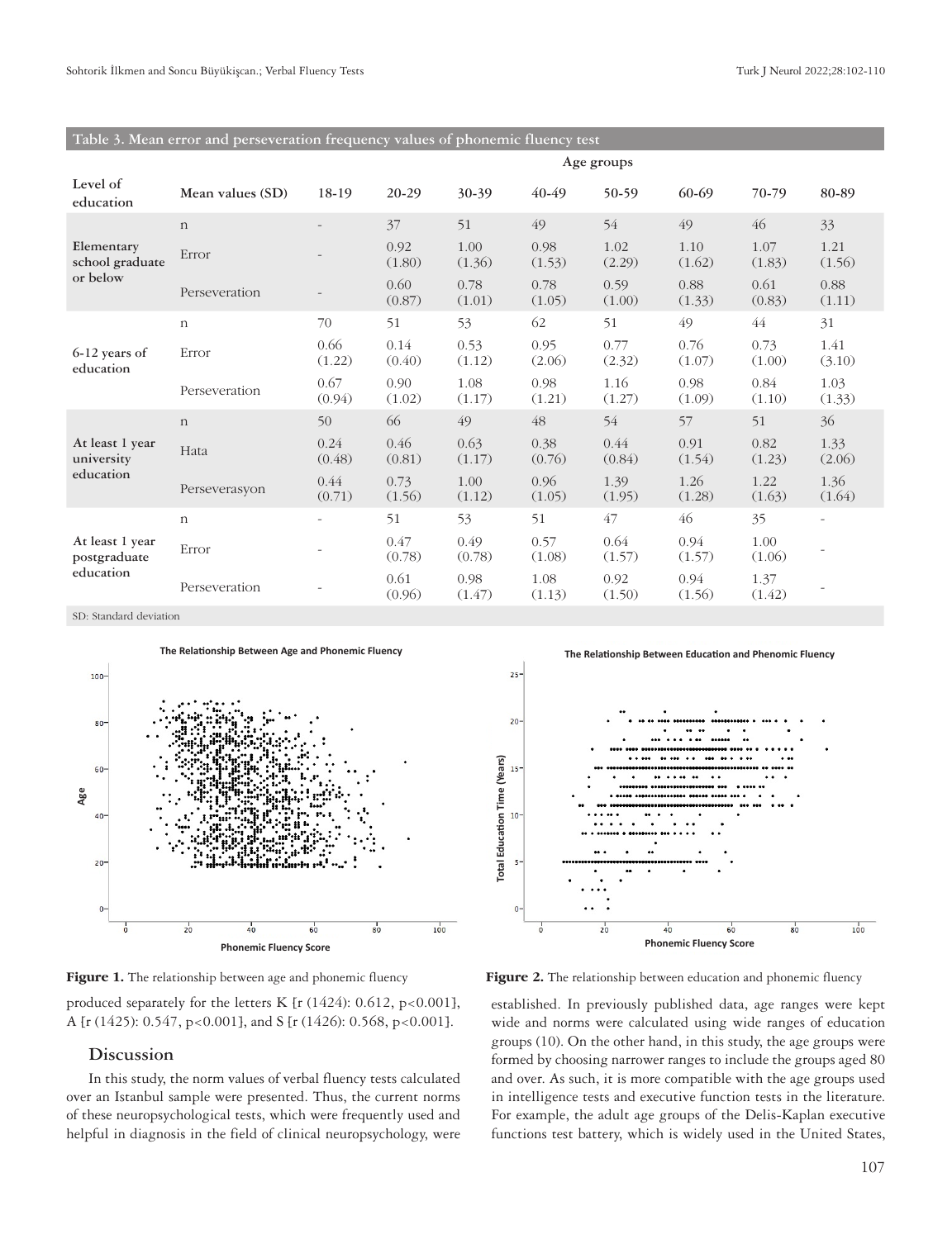**Table 3. Mean error and perseveration frequency values of phonemic fluency test**

| Level of education | Mean values (SD) | Age groups | | | | | | | |
|---|---|---|---|---|---|---|---|---|---|
| | | 18-19 | 20-29 | 30-39 | 40-49 | 50-59 | 60-69 | 70-79 | 80-89 |
| Elementary school graduate or below | n | - | 37 | 51 | 49 | 54 | 49 | 46 | 33 |
| | Error | - | 0.92 (1.80) | 1.00 (1.36) | 0.98 (1.53) | 1.02 (2.29) | 1.10 (1.62) | 1.07 (1.83) | 1.21 (1.56) |
| | Perseveration | - | 0.60 (0.87) | 0.78 (1.01) | 0.78 (1.05) | 0.59 (1.00) | 0.88 (1.33) | 0.61 (0.83) | 0.88 (1.11) |
| 6-12 years of education | n | 70 | 51 | 53 | 62 | 51 | 49 | 44 | 31 |
| | Error | 0.66 (1.22) | 0.14 (0.40) | 0.53 (1.12) | 0.95 (2.06) | 0.77 (2.32) | 0.76 (1.07) | 0.73 (1.00) | 1.41 (3.10) |
| | Perseveration | 0.67 (0.94) | 0.90 (1.02) | 1.08 (1.17) | 0.98 (1.21) | 1.16 (1.27) | 0.98 (1.09) | 0.84 (1.10) | 1.03 (1.33) |
| At least 1 year university education | n | 50 | 66 | 49 | 48 | 54 | 57 | 51 | 36 |
| | Hata | 0.24 (0.48) | 0.46 (0.81) | 0.63 (1.17) | 0.38 (0.76) | 0.44 (0.84) | 0.91 (1.54) | 0.82 (1.23) | 1.33 (2.06) |
| | Perseverasyon | 0.44 (0.71) | 0.73 (1.56) | 1.00 (1.12) | 0.96 (1.05) | 1.39 (1.95) | 1.26 (1.28) | 1.22 (1.63) | 1.36 (1.64) |
| At least 1 year postgraduate education | n | - | 51 | 53 | 51 | 47 | 46 | 35 | - |
| | Error | - | 0.47 (0.78) | 0.49 (0.78) | 0.57 (1.08) | 0.64 (1.57) | 0.94 (1.57) | 1.00 (1.06) | - |
| | Perseveration | - | 0.61 (0.96) | 0.98 (1.47) | 1.08 (1.13) | 0.92 (1.50) | 0.94 (1.56) | 1.37 (1.42) | - |

SD: Standard deviation

**Figure 1.** The relationship between age and phonemic fluency

**Figure 2.** The relationship between education and phonemic fluency

produced separately for the letters K [r (1424): 0.612, $p<0.001$], A [r (1425): 0.547, $p<0.001$], and S [r (1426): 0.568, $p<0.001$].

## Discussion

In this study, the norm values of verbal fluency tests calculated over an Istanbul sample were presented. Thus, the current norms of these neuropsychological tests, which were frequently used and helpful in diagnosis in the field of clinical neuropsychology, were established. In previously published data, age ranges were kept wide and norms were calculated using wide ranges of education groups (10). On the other hand, in this study, the age groups were formed by choosing narrower ranges to include the groups aged 80 and over. As such, it is more compatible with the age groups used in intelligence tests and executive function tests in the literature. For example, the adult age groups of the Delis-Kaplan executive functions test battery, which is widely used in the United States,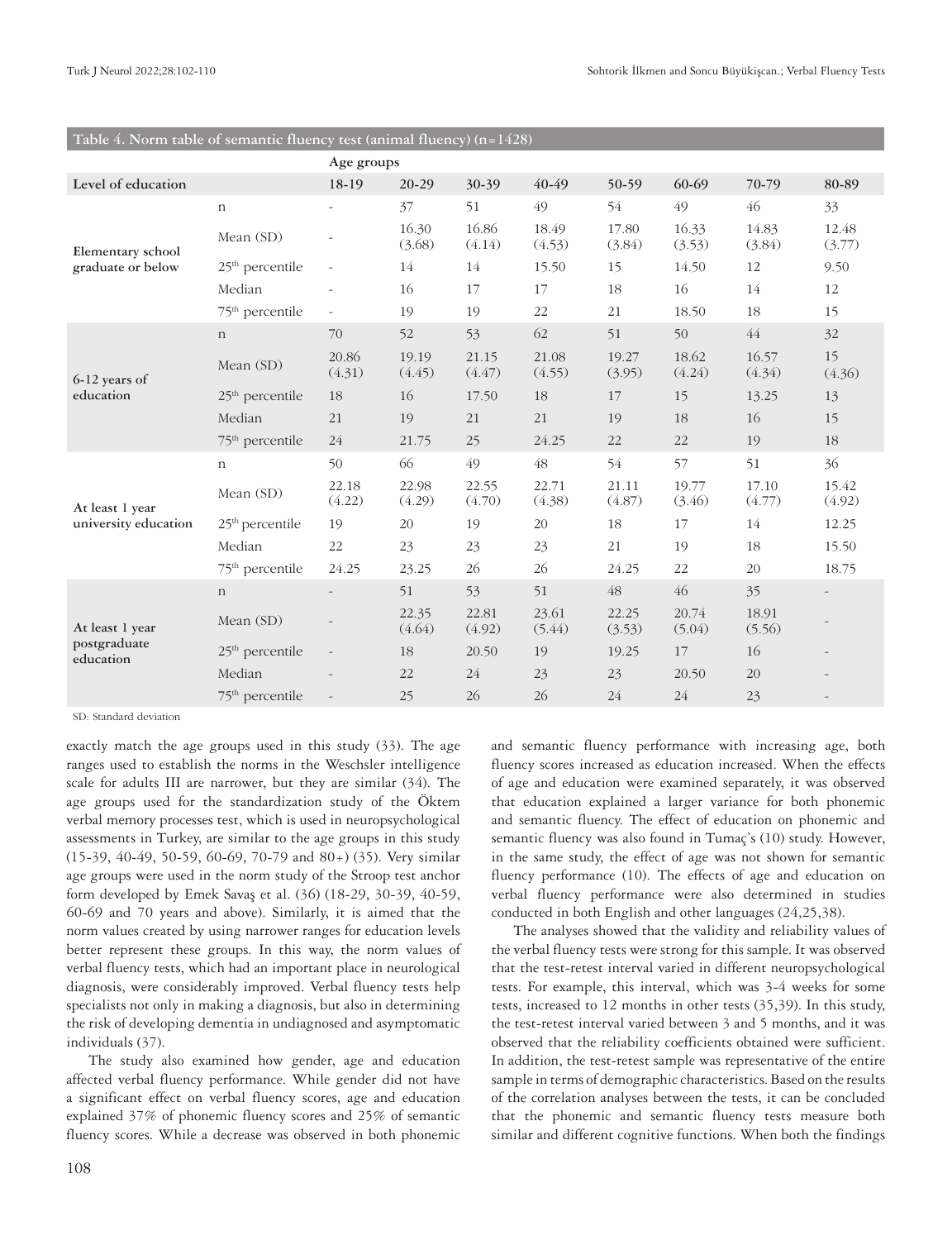**Table 4. Norm table of semantic fluency test (animal fluency) (n=1428)**

| | | Age groups | | | | | | | |
|---|---|---|---|---|---|---|---|---|---|
| **Level of education** | | 18-19 | 20-29 | 30-39 | 40-49 | 50-59 | 60-69 | 70-79 | 80-89 |
| **Elementary school graduate or below** | n | - | 37 | 51 | 49 | 54 | 49 | 46 | 33 |
| | Mean (SD) | - | 16.30 (3.68) | 16.86 (4.14) | 18.49 (4.53) | 17.80 (3.84) | 16.33 (3.53) | 14.83 (3.84) | 12.48 (3.77) |
| | 25th percentile | - | 14 | 14 | 15.50 | 15 | 14.50 | 12 | 9.50 |
| | Median | - | 16 | 17 | 17 | 18 | 16 | 14 | 12 |
| | 75th percentile | - | 19 | 19 | 22 | 21 | 18.50 | 18 | 15 |
| **6-12 years of education** | n | 70 | 52 | 53 | 62 | 51 | 50 | 44 | 32 |
| | Mean (SD) | 20.86 (4.31) | 19.19 (4.45) | 21.15 (4.47) | 21.08 (4.55) | 19.27 (3.95) | 18.62 (4.24) | 16.57 (4.34) | 15 (4.36) |
| | 25th percentile | 18 | 16 | 17.50 | 18 | 17 | 15 | 13.25 | 13 |
| | Median | 21 | 19 | 21 | 21 | 19 | 18 | 16 | 15 |
| | 75th percentile | 24 | 21.75 | 25 | 24.25 | 22 | 22 | 19 | 18 |
| **At least 1 year university education** | n | 50 | 66 | 49 | 48 | 54 | 57 | 51 | 36 |
| | Mean (SD) | 22.18 (4.22) | 22.98 (4.29) | 22.55 (4.70) | 22.71 (4.38) | 21.11 (4.87) | 19.77 (3.46) | 17.10 (4.77) | 15.42 (4.92) |
| | 25th percentile | 19 | 20 | 19 | 20 | 18 | 17 | 14 | 12.25 |
| | Median | 22 | 23 | 23 | 23 | 21 | 19 | 18 | 15.50 |
| | 75th percentile | 24.25 | 23.25 | 26 | 26 | 24.25 | 22 | 20 | 18.75 |
| **At least 1 year postgraduate education** | n | - | 51 | 53 | 51 | 48 | 46 | 35 | - |
| | Mean (SD) | - | 22.35 (4.64) | 22.81 (4.92) | 23.61 (5.44) | 22.25 (3.53) | 20.74 (5.04) | 18.91 (5.56) | - |
| | 25th percentile | - | 18 | 20.50 | 19 | 19.25 | 17 | 16 | - |
| | Median | - | 22 | 24 | 23 | 23 | 20.50 | 20 | - |
| | 75th percentile | - | 25 | 26 | 26 | 24 | 24 | 23 | - |

SD: Standard deviation

exactly match the age groups used in this study (33). The age ranges used to establish the norms in the Weschsler intelligence scale for adults III are narrower, but they are similar (34). The age groups used for the standardization study of the Öktem verbal memory processes test, which is used in neuropsychological assessments in Turkey, are similar to the age groups in this study (15-39, 40-49, 50-59, 60-69, 70-79 and 80+) (35). Very similar age groups were used in the norm study of the Stroop test anchor form developed by Emek Savaş et al. (36) (18-29, 30-39, 40-59, 60-69 and 70 years and above). Similarly, it is aimed that the norm values created by using narrower ranges for education levels better represent these groups. In this way, the norm values of verbal fluency tests, which had an important place in neurological diagnosis, were considerably improved. Verbal fluency tests help specialists not only in making a diagnosis, but also in determining the risk of developing dementia in undiagnosed and asymptomatic individuals (37).

The study also examined how gender, age and education affected verbal fluency performance. While gender did not have a significant effect on verbal fluency scores, age and education explained 37% of phonemic fluency scores and 25% of semantic fluency scores. While a decrease was observed in both phonemic and semantic fluency performance with increasing age, both fluency scores increased as education increased. When the effects of age and education were examined separately, it was observed that education explained a larger variance for both phonemic and semantic fluency. The effect of education on phonemic and semantic fluency was also found in Tumaç's (10) study. However, in the same study, the effect of age was not shown for semantic fluency performance (10). The effects of age and education on verbal fluency performance were also determined in studies conducted in both English and other languages (24,25,38).

The analyses showed that the validity and reliability values of the verbal fluency tests were strong for this sample. It was observed that the test-retest interval varied in different neuropsychological tests. For example, this interval, which was 3-4 weeks for some tests, increased to 12 months in other tests (35,39). In this study, the test-retest interval varied between 3 and 5 months, and it was observed that the reliability coefficients obtained were sufficient. In addition, the test-retest sample was representative of the entire sample in terms of demographic characteristics. Based on the results of the correlation analyses between the tests, it can be concluded that the phonemic and semantic fluency tests measure both similar and different cognitive functions. When both the findings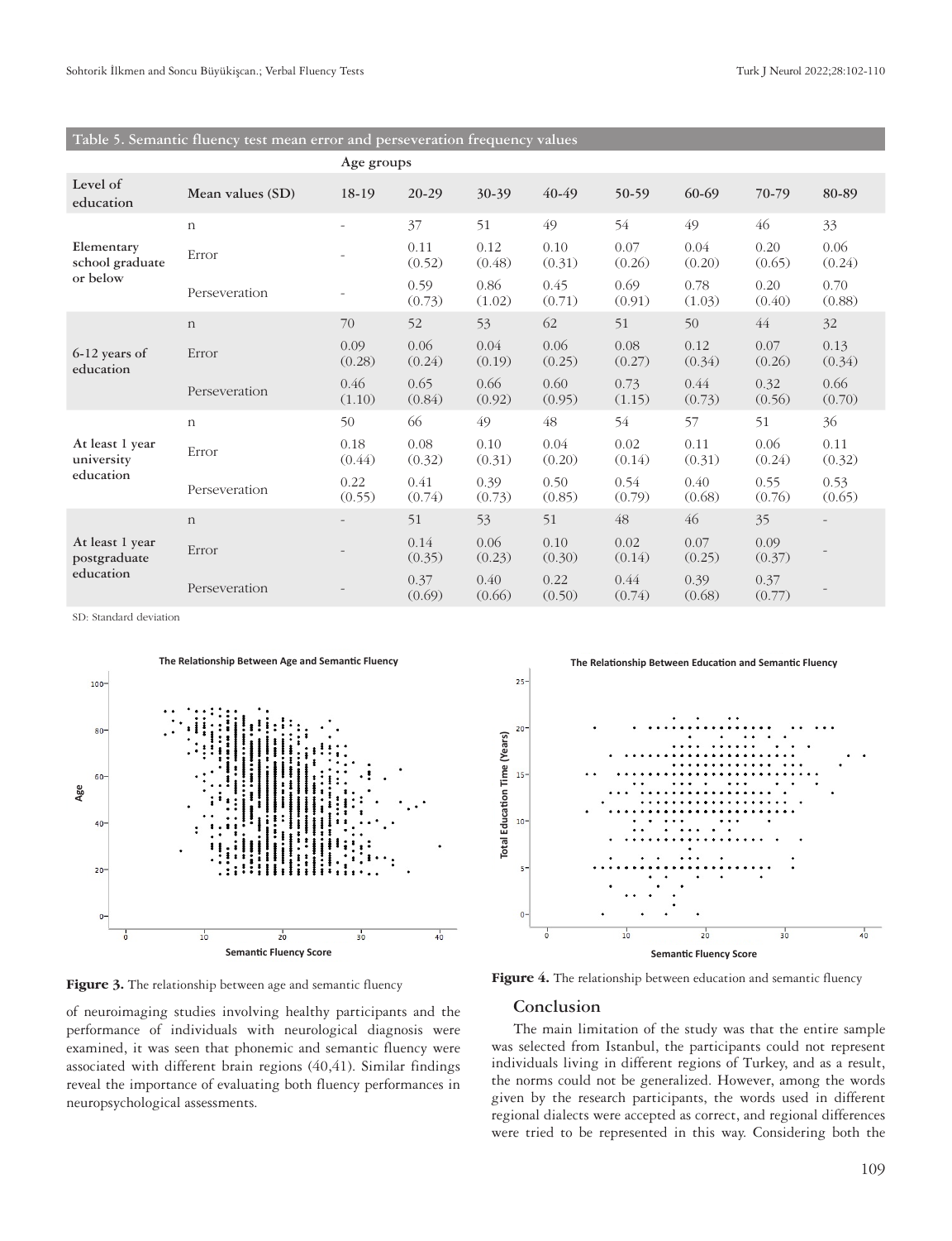**Table 5. Semantic fluency test mean error and perseveration frequency values**

| | | Age groups | | | | | | | |
|---|---|---|---|---|---|---|---|---|---|
| Level of education | Mean values (SD) | 18-19 | 20-29 | 30-39 | 40-49 | 50-59 | 60-69 | 70-79 | 80-89 |
| Elementary school graduate or below | n | - | 37 | 51 | 49 | 54 | 49 | 46 | 33 |
| | Error | - | 0.11 (0.52) | 0.12 (0.48) | 0.10 (0.31) | 0.07 (0.26) | 0.04 (0.20) | 0.20 (0.65) | 0.06 (0.24) |
| | Perseveration | - | 0.59 (0.73) | 0.86 (1.02) | 0.45 (0.71) | 0.69 (0.91) | 0.78 (1.03) | 0.20 (0.40) | 0.70 (0.88) |
| 6-12 years of education | n | 70 | 52 | 53 | 62 | 51 | 50 | 44 | 32 |
| | Error | 0.09 (0.28) | 0.06 (0.24) | 0.04 (0.19) | 0.06 (0.25) | 0.08 (0.27) | 0.12 (0.34) | 0.07 (0.26) | 0.13 (0.34) |
| | Perseveration | 0.46 (1.10) | 0.65 (0.84) | 0.66 (0.92) | 0.60 (0.95) | 0.73 (1.15) | 0.44 (0.73) | 0.32 (0.56) | 0.66 (0.70) |
| At least 1 year university education | n | 50 | 66 | 49 | 48 | 54 | 57 | 51 | 36 |
| | Error | 0.18 (0.44) | 0.08 (0.32) | 0.10 (0.31) | 0.04 (0.20) | 0.02 (0.14) | 0.11 (0.31) | 0.06 (0.24) | 0.11 (0.32) |
| | Perseveration | 0.22 (0.55) | 0.41 (0.74) | 0.39 (0.73) | 0.50 (0.85) | 0.54 (0.79) | 0.40 (0.68) | 0.55 (0.76) | 0.53 (0.65) |
| At least 1 year postgraduate education | n | - | 51 | 53 | 51 | 48 | 46 | 35 | - |
| | Error | - | 0.14 (0.35) | 0.06 (0.23) | 0.10 (0.30) | 0.02 (0.14) | 0.07 (0.25) | 0.09 (0.37) | - |
| | Perseveration | - | 0.37 (0.69) | 0.40 (0.66) | 0.22 (0.50) | 0.44 (0.74) | 0.39 (0.68) | 0.37 (0.77) | - |

SD: Standard deviation

**Figure 3.** The relationship between age and semantic fluency

**Figure 4.** The relationship between education and semantic fluency

of neuroimaging studies involving healthy participants and the performance of individuals with neurological diagnosis were examined, it was seen that phonemic and semantic fluency were associated with different brain regions (40,41). Similar findings reveal the importance of evaluating both fluency performances in neuropsychological assessments.

## Conclusion

The main limitation of the study was that the entire sample was selected from Istanbul, the participants could not represent individuals living in different regions of Turkey, and as a result, the norms could not be generalized. However, among the words given by the research participants, the words used in different regional dialects were accepted as correct, and regional differences were tried to be represented in this way. Considering both the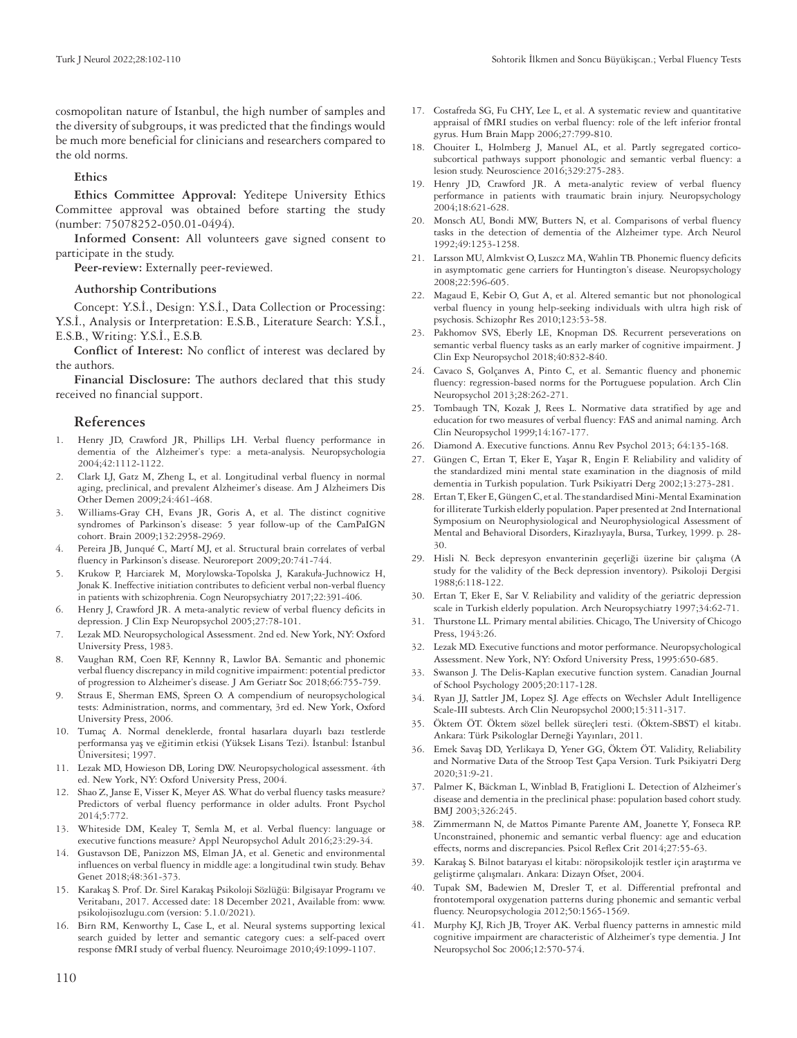cosmopolitan nature of Istanbul, the high number of samples and the diversity of subgroups, it was predicted that the findings would be much more beneficial for clinicians and researchers compared to the old norms.

### Ethics

**Ethics Committee Approval:** Yeditepe University Ethics Committee approval was obtained before starting the study (number: 75078252-050.01-0494).

**Informed Consent:** All volunteers gave signed consent to participate in the study.

**Peer-review:** Externally peer-reviewed.

### Authorship Contributions

Concept: Y.S.İ., Design: Y.S.İ., Data Collection or Processing: Y.S.İ., Analysis or Interpretation: E.S.B., Literature Search: Y.S.İ., E.S.B., Writing: Y.S.İ., E.S.B.

**Conflict of Interest:** No conflict of interest was declared by the authors.

**Financial Disclosure:** The authors declared that this study received no financial support.

## References

1. Henry JD, Crawford JR, Phillips LH. Verbal fluency performance in dementia of the Alzheimer's type: a meta-analysis. Neuropsychologia 2004;42:1112-1122.
2. Clark LJ, Gatz M, Zheng L, et al. Longitudinal verbal fluency in normal aging, preclinical, and prevalent Alzheimer's disease. Am J Alzheimers Dis Other Demen 2009;24:461-468.
3. Williams-Gray CH, Evans JR, Goris A, et al. The distinct cognitive syndromes of Parkinson's disease: 5 year follow-up of the CamPaIGN cohort. Brain 2009;132:2958-2969.
4. Pereira JB, Junqué C, Martí MJ, et al. Structural brain correlates of verbal fluency in Parkinson's disease. Neuroreport 2009;20:741-744.
5. Krukow P, Harciarek M, Morylowska-Topolska J, Karakuła-Juchnowicz H, Jonak K. Ineffective initiation contributes to deficient verbal non-verbal fluency in patients with schizophrenia. Cogn Neuropsychiatry 2017;22:391-406.
6. Henry J, Crawford JR. A meta-analytic review of verbal fluency deficits in depression. J Clin Exp Neuropsychol 2005;27:78-101.
7. Lezak MD. Neuropsychological Assessment. 2nd ed. New York, NY: Oxford University Press, 1983.
8. Vaughan RM, Coen RF, Kennny R, Lawlor BA. Semantic and phonemic verbal fluency discrepancy in mild cognitive impairment: potential predictor of progression to Alzheimer's disease. J Am Geriatr Soc 2018;66:755-759.
9. Straus E, Sherman EMS, Spreen O. A compendium of neuropsychological tests: Administration, norms, and commentary, 3rd ed. New York, Oxford University Press, 2006.
10. Tumaç A. Normal deneklerde, frontal hasarlara duyarlı bazı testlerde performansa yaş ve eğitimin etkisi (Yüksek Lisans Tezi). İstanbul: İstanbul Üniversitesi; 1997.
11. Lezak MD, Howieson DB, Loring DW. Neuropsychological assessment. 4th ed. New York, NY: Oxford University Press, 2004.
12. Shao Z, Janse E, Visser K, Meyer AS. What do verbal fluency tasks measure? Predictors of verbal fluency performance in older adults. Front Psychol 2014;5:772.
13. Whiteside DM, Kealey T, Semla M, et al. Verbal fluency: language or executive functions measure? Appl Neuropsychol Adult 2016;23:29-34.
14. Gustavson DE, Panizzon MS, Elman JA, et al. Genetic and environmental influences on verbal fluency in middle age: a longitudinal twin study. Behav Genet 2018;48:361-373.
15. Karakaş S. Prof. Dr. Sirel Karakaş Psikoloji Sözlüğü: Bilgisayar Programı ve Veritabanı, 2017. Accessed date: 18 December 2021, Available from: www.psikolojisozlugu.com (version: 5.1.0/2021).
16. Birn RM, Kenworthy L, Case L, et al. Neural systems supporting lexical search guided by letter and semantic category cues: a self-paced overt response fMRI study of verbal fluency. Neuroimage 2010;49:1099-1107.
17. Costafreda SG, Fu CHY, Lee L, et al. A systematic review and quantitative appraisal of fMRI studies on verbal fluency: role of the left inferior frontal gyrus. Hum Brain Mapp 2006;27:799-810.
18. Chouiter L, Holmberg J, Manuel AL, et al. Partly segregated cortico-subcortical pathways support phonologic and semantic verbal fluency: a lesion study. Neuroscience 2016;329:275-283.
19. Henry JD, Crawford JR. A meta-analytic review of verbal fluency performance in patients with traumatic brain injury. Neuropsychology 2004;18:621-628.
20. Monsch AU, Bondi MW, Butters N, et al. Comparisons of verbal fluency tasks in the detection of dementia of the Alzheimer type. Arch Neurol 1992;49:1253-1258.
21. Larsson MU, Almkvist O, Luszcz MA, Wahlin TB. Phonemic fluency deficits in asymptomatic gene carriers for Huntington's disease. Neuropsychology 2008;22:596-605.
22. Magaud E, Kebir O, Gut A, et al. Altered semantic but not phonological verbal fluency in young help-seeking individuals with ultra high risk of psychosis. Schizophr Res 2010;123:53-58.
23. Pakhomov SVS, Eberly LE, Knopman DS. Recurrent perseverations on semantic verbal fluency tasks as an early marker of cognitive impairment. J Clin Exp Neuropsychol 2018;40:832-840.
24. Cavaco S, Golçanves A, Pinto C, et al. Semantic fluency and phonemic fluency: regression-based norms for the Portuguese population. Arch Clin Neuropsychol 2013;28:262-271.
25. Tombaugh TN, Kozak J, Rees L. Normative data stratified by age and education for two measures of verbal fluency: FAS and animal naming. Arch Clin Neuropsychol 1999;14:167-177.
26. Diamond A. Executive functions. Annu Rev Psychol 2013; 64:135-168.
27. Güngen C, Ertan T, Eker E, Yaşar R, Engin F. Reliability and validity of the standardized mini mental state examination in the diagnosis of mild dementia in Turkish population. Turk Psikiyatri Derg 2002;13:273-281.
28. Ertan T, Eker E, Güngen C, et al. The standardised Mini-Mental Examination for illiterate Turkish elderly population. Paper presented at 2nd International Symposium on Neurophysiological and Neurophysiological Assessment of Mental and Behavioral Disorders, Kirazlıyayla, Bursa, Turkey, 1999. p. 28-30.
29. Hisli N. Beck depresyon envanterinin geçerliği üzerine bir çalışma (A study for the validity of the Beck depression inventory). Psikoloji Dergisi 1988;6:118-122.
30. Ertan T, Eker E, Sar V. Reliability and validity of the geriatric depression scale in Turkish elderly population. Arch Neuropsychiatry 1997;34:62-71.
31. Thurstone LL. Primary mental abilities. Chicago, The University of Chicogo Press, 1943:26.
32. Lezak MD. Executive functions and motor performance. Neuropsychological Assessment. New York, NY: Oxford University Press, 1995:650-685.
33. Swanson J. The Delis-Kaplan executive function system. Canadian Journal of School Psychology 2005;20:117-128.
34. Ryan JJ, Sattler JM, Lopez SJ. Age effects on Wechsler Adult Intelligence Scale-III subtests. Arch Clin Neuropsychol 2000;15:311-317.
35. Öktem ÖT. Öktem sözel bellek süreçleri testi. (Öktem-SBST) el kitabı. Ankara: Türk Psikologlar Derneği Yayınları, 2011.
36. Emek Savaş DD, Yerlikaya D, Yener GG, Öktem ÖT. Validity, Reliability and Normative Data of the Stroop Test Çapa Version. Turk Psikiyatri Derg 2020;31:9-21.
37. Palmer K, Bäckman L, Winblad B, Fratiglioni L. Detection of Alzheimer's disease and dementia in the preclinical phase: population based cohort study. BMJ 2003;326:245.
38. Zimmermann N, de Mattos Pimante Parente AM, Joanette Y, Fonseca RP. Unconstrained, phonemic and semantic verbal fluency: age and education effects, norms and discrepancies. Psicol Reflex Crit 2014;27:55-63.
39. Karakaş S. Bilnot bataryası el kitabı: nöropsikolojik testler için araştırma ve geliştirme çalışmaları. Ankara: Dizayn Ofset, 2004.
40. Tupak SM, Badewien M, Dresler T, et al. Differential prefrontal and frontotemporal oxygenation patterns during phonemic and semantic verbal fluency. Neuropsychologia 2012;50:1565-1569.
41. Murphy KJ, Rich JB, Troyer AK. Verbal fluency patterns in amnestic mild cognitive impairment are characteristic of Alzheimer's type dementia. J Int Neuropsychol Soc 2006;12:570-574.